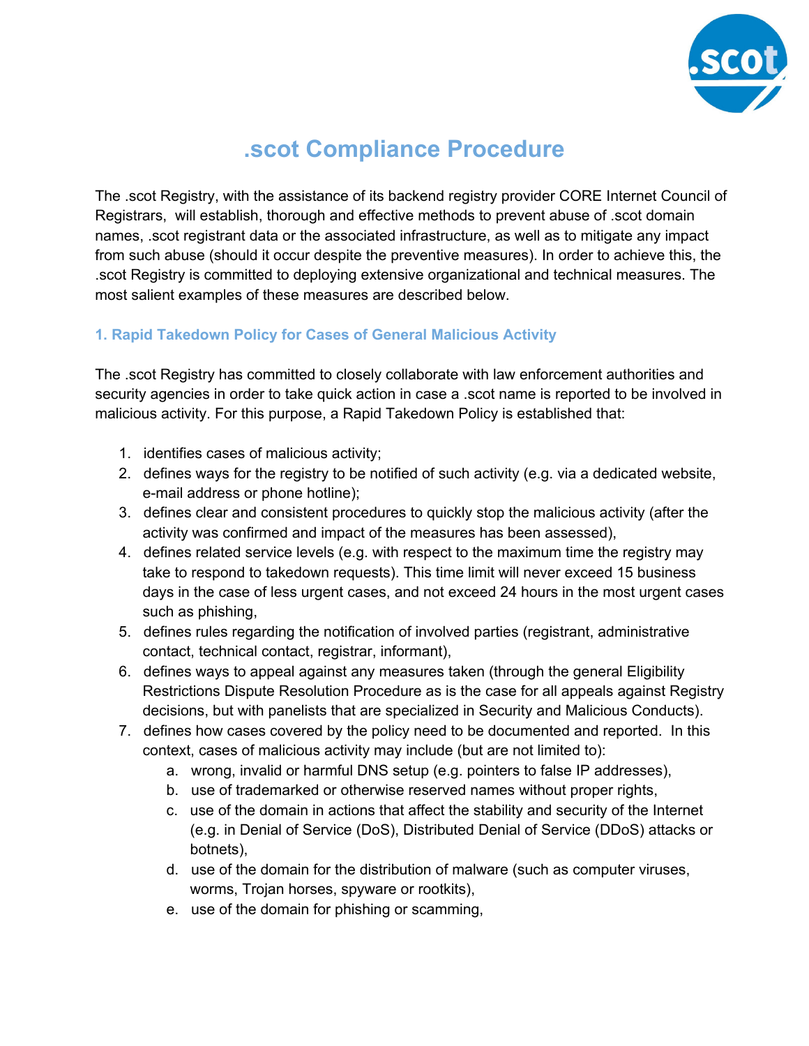# .scot Compliance Procedure

The .scot Registry, with the assistance of its backend registry provider CORE Internet Council of Registrars, will establish, thorough and effective methods to prevent abuse of .scot domain names, .scot registrant data or the associated infrastructure, as well as to mitigate any impact from such abuse (should it occur despite the preventive measures). In order to achieve this, the .scot Registry is committed to deploying extensive organizational and technical measures. The most salient examples of these measures are described below.

### 1. Rapid Takedown Policy for Cases of General Malicious Activity

The .scot Registry has committed to closely collaborate with law enforcement authorities and security agencies in order to take quick action in case a .scot name is reported to be involved in malicious activity. For this purpose, a Rapid Takedown Policy is established that:

1. identifies cases of malicious activity;
2. defines ways for the registry to be notified of such activity (e.g. via a dedicated website, e-mail address or phone hotline);
3. defines clear and consistent procedures to quickly stop the malicious activity (after the activity was confirmed and impact of the measures has been assessed),
4. defines related service levels (e.g. with respect to the maximum time the registry may take to respond to takedown requests). This time limit will never exceed 15 business days in the case of less urgent cases, and not exceed 24 hours in the most urgent cases such as phishing,
5. defines rules regarding the notification of involved parties (registrant, administrative contact, technical contact, registrar, informant),
6. defines ways to appeal against any measures taken (through the general Eligibility Restrictions Dispute Resolution Procedure as is the case for all appeals against Registry decisions, but with panelists that are specialized in Security and Malicious Conducts).
7. defines how cases covered by the policy need to be documented and reported. In this context, cases of malicious activity may include (but are not limited to):
   a. wrong, invalid or harmful DNS setup (e.g. pointers to false IP addresses),
   b. use of trademarked or otherwise reserved names without proper rights,
   c. use of the domain in actions that affect the stability and security of the Internet (e.g. in Denial of Service (DoS), Distributed Denial of Service (DDoS) attacks or botnets),
   d. use of the domain for the distribution of malware (such as computer viruses, worms, Trojan horses, spyware or rootkits),
   e. use of the domain for phishing or scamming,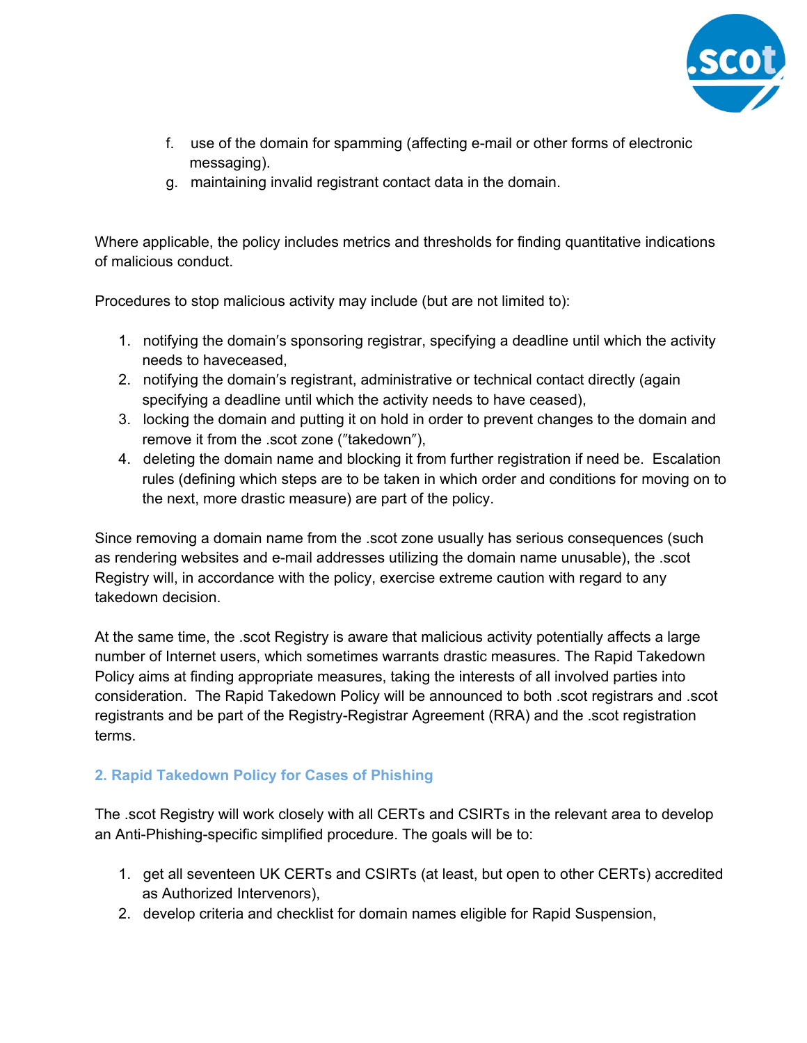f. use of the domain for spamming (affecting e-mail or other forms of electronic messaging).
g. maintaining invalid registrant contact data in the domain.

Where applicable, the policy includes metrics and thresholds for finding quantitative indications of malicious conduct.

Procedures to stop malicious activity may include (but are not limited to):

1. notifying the domain′s sponsoring registrar, specifying a deadline until which the activity needs to haveceased,
2. notifying the domain′s registrant, administrative or technical contact directly (again specifying a deadline until which the activity needs to have ceased),
3. locking the domain and putting it on hold in order to prevent changes to the domain and remove it from the .scot zone (″takedown″),
4. deleting the domain name and blocking it from further registration if need be. Escalation rules (defining which steps are to be taken in which order and conditions for moving on to the next, more drastic measure) are part of the policy.

Since removing a domain name from the .scot zone usually has serious consequences (such as rendering websites and e-mail addresses utilizing the domain name unusable), the .scot Registry will, in accordance with the policy, exercise extreme caution with regard to any takedown decision.

At the same time, the .scot Registry is aware that malicious activity potentially affects a large number of Internet users, which sometimes warrants drastic measures. The Rapid Takedown Policy aims at finding appropriate measures, taking the interests of all involved parties into consideration. The Rapid Takedown Policy will be announced to both .scot registrars and .scot registrants and be part of the Registry-Registrar Agreement (RRA) and the .scot registration terms.

## 2. Rapid Takedown Policy for Cases of Phishing

The .scot Registry will work closely with all CERTs and CSIRTs in the relevant area to develop an Anti-Phishing-specific simplified procedure. The goals will be to:

1. get all seventeen UK CERTs and CSIRTs (at least, but open to other CERTs) accredited as Authorized Intervenors),
2. develop criteria and checklist for domain names eligible for Rapid Suspension,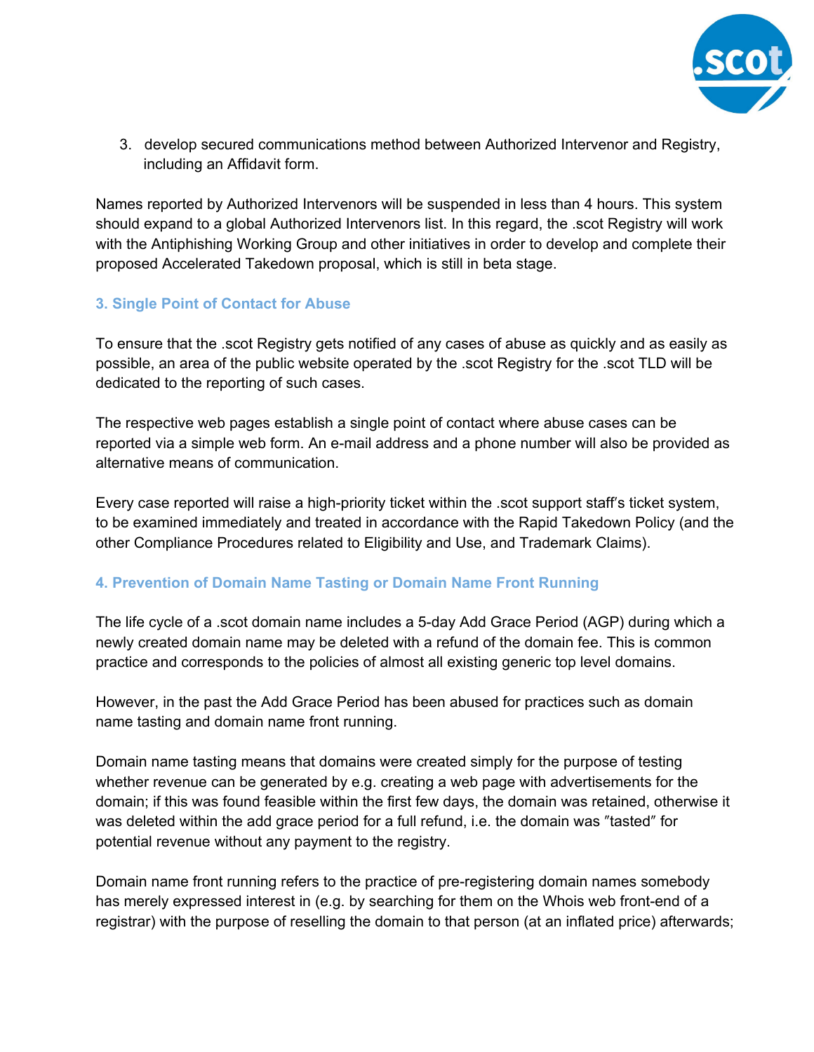3. develop secured communications method between Authorized Intervenor and Registry, including an Affidavit form.

Names reported by Authorized Intervenors will be suspended in less than 4 hours. This system should expand to a global Authorized Intervenors list. In this regard, the .scot Registry will work with the Antiphishing Working Group and other initiatives in order to develop and complete their proposed Accelerated Takedown proposal, which is still in beta stage.

### 3. Single Point of Contact for Abuse

To ensure that the .scot Registry gets notified of any cases of abuse as quickly and as easily as possible, an area of the public website operated by the .scot Registry for the .scot TLD will be dedicated to the reporting of such cases.

The respective web pages establish a single point of contact where abuse cases can be reported via a simple web form. An e-mail address and a phone number will also be provided as alternative means of communication.

Every case reported will raise a high-priority ticket within the .scot support staff's ticket system, to be examined immediately and treated in accordance with the Rapid Takedown Policy (and the other Compliance Procedures related to Eligibility and Use, and Trademark Claims).

### 4. Prevention of Domain Name Tasting or Domain Name Front Running

The life cycle of a .scot domain name includes a 5-day Add Grace Period (AGP) during which a newly created domain name may be deleted with a refund of the domain fee. This is common practice and corresponds to the policies of almost all existing generic top level domains.

However, in the past the Add Grace Period has been abused for practices such as domain name tasting and domain name front running.

Domain name tasting means that domains were created simply for the purpose of testing whether revenue can be generated by e.g. creating a web page with advertisements for the domain; if this was found feasible within the first few days, the domain was retained, otherwise it was deleted within the add grace period for a full refund, i.e. the domain was ″tasted″ for potential revenue without any payment to the registry.

Domain name front running refers to the practice of pre-registering domain names somebody has merely expressed interest in (e.g. by searching for them on the Whois web front-end of a registrar) with the purpose of reselling the domain to that person (at an inflated price) afterwards;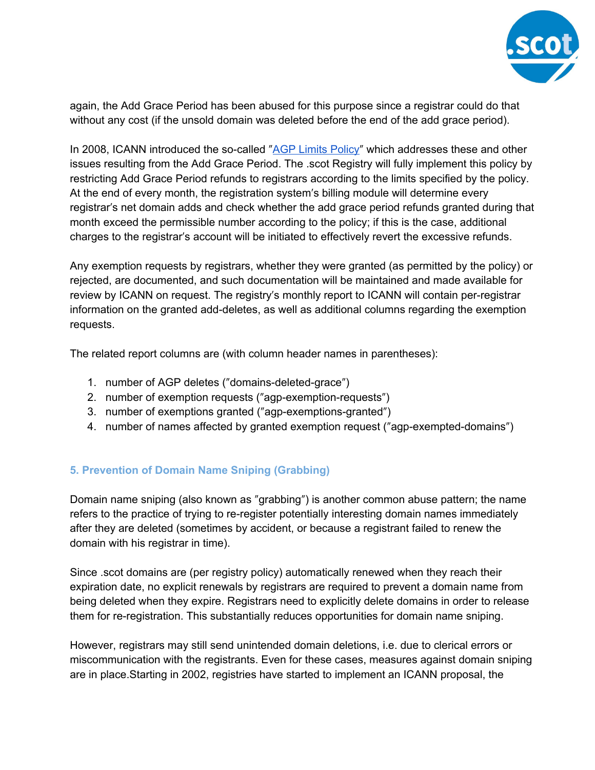again, the Add Grace Period has been abused for this purpose since a registrar could do that without any cost (if the unsold domain was deleted before the end of the add grace period).

In 2008, ICANN introduced the so-called ″AGP Limits Policy″ which addresses these and other issues resulting from the Add Grace Period. The .scot Registry will fully implement this policy by restricting Add Grace Period refunds to registrars according to the limits specified by the policy. At the end of every month, the registration system's billing module will determine every registrar's net domain adds and check whether the add grace period refunds granted during that month exceed the permissible number according to the policy; if this is the case, additional charges to the registrar's account will be initiated to effectively revert the excessive refunds.

Any exemption requests by registrars, whether they were granted (as permitted by the policy) or rejected, are documented, and such documentation will be maintained and made available for review by ICANN on request. The registry's monthly report to ICANN will contain per-registrar information on the granted add-deletes, as well as additional columns regarding the exemption requests.

The related report columns are (with column header names in parentheses):

1. number of AGP deletes (″domains-deleted-grace″)
2. number of exemption requests (″agp-exemption-requests″)
3. number of exemptions granted (″agp-exemptions-granted″)
4. number of names affected by granted exemption request (″agp-exempted-domains″)

### 5. Prevention of Domain Name Sniping (Grabbing)

Domain name sniping (also known as ″grabbing″) is another common abuse pattern; the name refers to the practice of trying to re-register potentially interesting domain names immediately after they are deleted (sometimes by accident, or because a registrant failed to renew the domain with his registrar in time).

Since .scot domains are (per registry policy) automatically renewed when they reach their expiration date, no explicit renewals by registrars are required to prevent a domain name from being deleted when they expire. Registrars need to explicitly delete domains in order to release them for re-registration. This substantially reduces opportunities for domain name sniping.

However, registrars may still send unintended domain deletions, i.e. due to clerical errors or miscommunication with the registrants. Even for these cases, measures against domain sniping are in place.Starting in 2002, registries have started to implement an ICANN proposal, the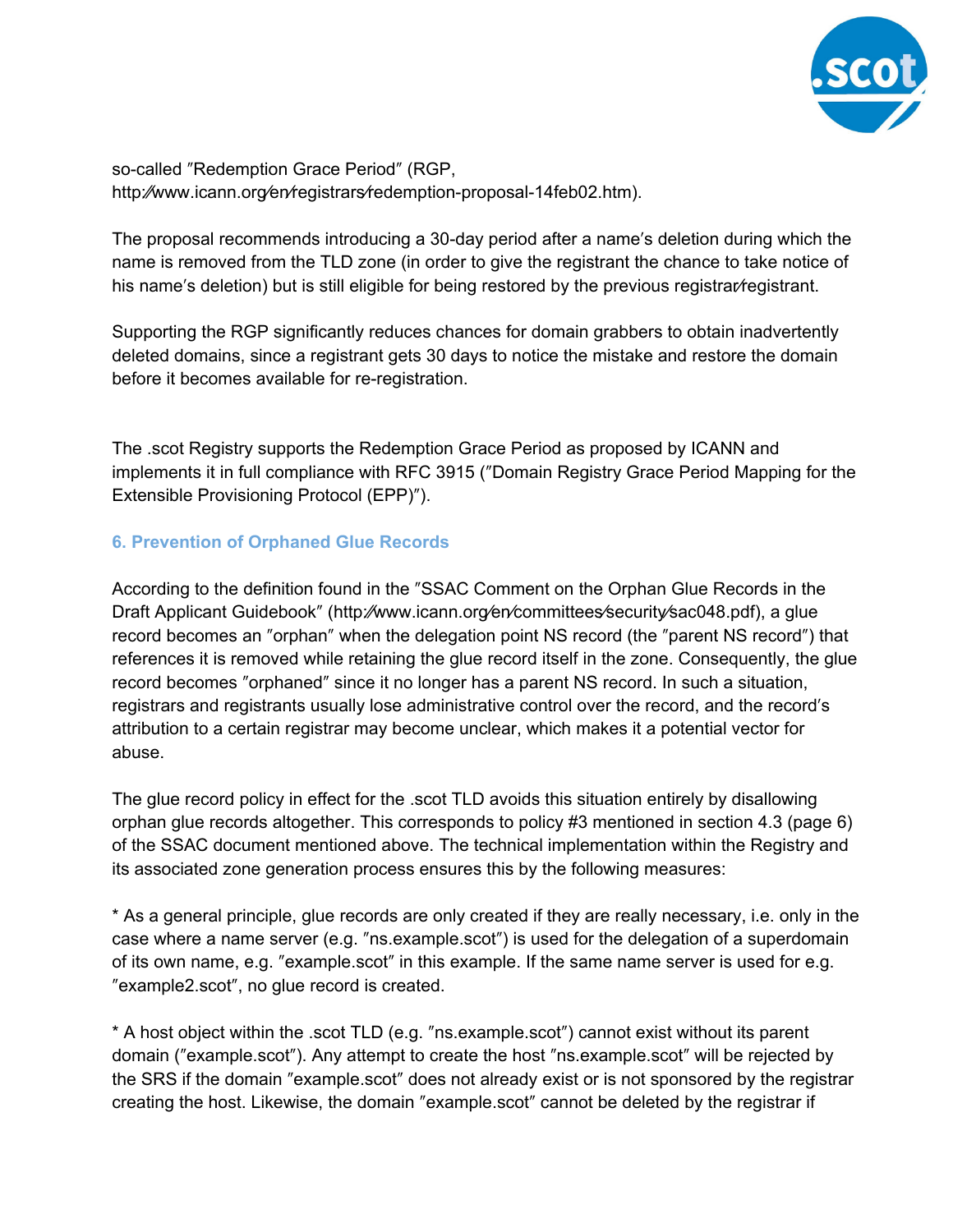so-called ″Redemption Grace Period″ (RGP, http://www.icann.org/en/registrars/redemption-proposal-14feb02.htm).

The proposal recommends introducing a 30-day period after a name′s deletion during which the name is removed from the TLD zone (in order to give the registrant the chance to take notice of his name′s deletion) but is still eligible for being restored by the previous registrar/registrant.

Supporting the RGP significantly reduces chances for domain grabbers to obtain inadvertently deleted domains, since a registrant gets 30 days to notice the mistake and restore the domain before it becomes available for re-registration.

The .scot Registry supports the Redemption Grace Period as proposed by ICANN and implements it in full compliance with RFC 3915 (″Domain Registry Grace Period Mapping for the Extensible Provisioning Protocol (EPP)″).

### 6. Prevention of Orphaned Glue Records

According to the definition found in the ″SSAC Comment on the Orphan Glue Records in the Draft Applicant Guidebook″ (http://www.icann.org/en/committees/security/sac048.pdf), a glue record becomes an ″orphan″ when the delegation point NS record (the ″parent NS record″) that references it is removed while retaining the glue record itself in the zone. Consequently, the glue record becomes ″orphaned″ since it no longer has a parent NS record. In such a situation, registrars and registrants usually lose administrative control over the record, and the record′s attribution to a certain registrar may become unclear, which makes it a potential vector for abuse.

The glue record policy in effect for the .scot TLD avoids this situation entirely by disallowing orphan glue records altogether. This corresponds to policy #3 mentioned in section 4.3 (page 6) of the SSAC document mentioned above. The technical implementation within the Registry and its associated zone generation process ensures this by the following measures:

* As a general principle, glue records are only created if they are really necessary, i.e. only in the case where a name server (e.g. ″ns.example.scot″) is used for the delegation of a superdomain of its own name, e.g. ″example.scot″ in this example. If the same name server is used for e.g. ″example2.scot″, no glue record is created.

* A host object within the .scot TLD (e.g. ″ns.example.scot″) cannot exist without its parent domain (″example.scot″). Any attempt to create the host ″ns.example.scot″ will be rejected by the SRS if the domain ″example.scot″ does not already exist or is not sponsored by the registrar creating the host. Likewise, the domain ″example.scot″ cannot be deleted by the registrar if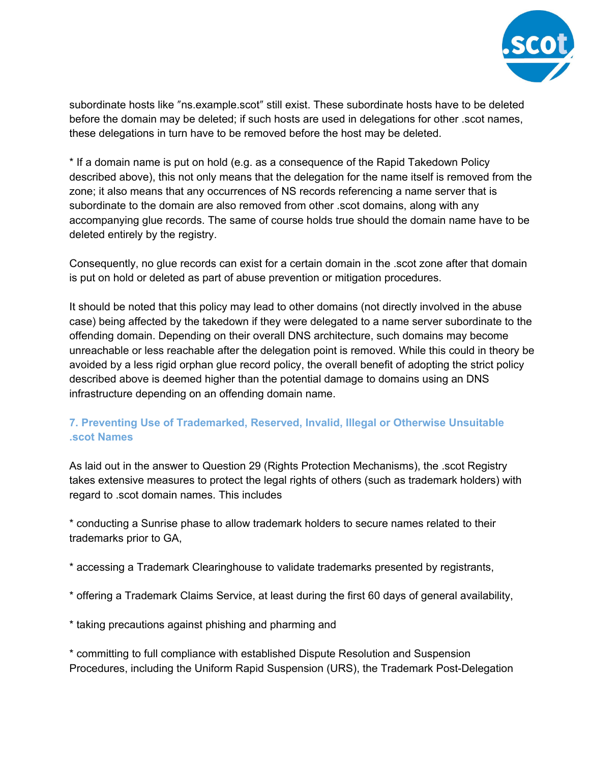subordinate hosts like ″ns.example.scot″ still exist. These subordinate hosts have to be deleted before the domain may be deleted; if such hosts are used in delegations for other .scot names, these delegations in turn have to be removed before the host may be deleted.

* If a domain name is put on hold (e.g. as a consequence of the Rapid Takedown Policy described above), this not only means that the delegation for the name itself is removed from the zone; it also means that any occurrences of NS records referencing a name server that is subordinate to the domain are also removed from other .scot domains, along with any accompanying glue records. The same of course holds true should the domain name have to be deleted entirely by the registry.

Consequently, no glue records can exist for a certain domain in the .scot zone after that domain is put on hold or deleted as part of abuse prevention or mitigation procedures.

It should be noted that this policy may lead to other domains (not directly involved in the abuse case) being affected by the takedown if they were delegated to a name server subordinate to the offending domain. Depending on their overall DNS architecture, such domains may become unreachable or less reachable after the delegation point is removed. While this could in theory be avoided by a less rigid orphan glue record policy, the overall benefit of adopting the strict policy described above is deemed higher than the potential damage to domains using an DNS infrastructure depending on an offending domain name.

### 7. Preventing Use of Trademarked, Reserved, Invalid, Illegal or Otherwise Unsuitable .scot Names

As laid out in the answer to Question 29 (Rights Protection Mechanisms), the .scot Registry takes extensive measures to protect the legal rights of others (such as trademark holders) with regard to .scot domain names. This includes

* conducting a Sunrise phase to allow trademark holders to secure names related to their trademarks prior to GA,

* accessing a Trademark Clearinghouse to validate trademarks presented by registrants,

* offering a Trademark Claims Service, at least during the first 60 days of general availability,

* taking precautions against phishing and pharming and

* committing to full compliance with established Dispute Resolution and Suspension Procedures, including the Uniform Rapid Suspension (URS), the Trademark Post-Delegation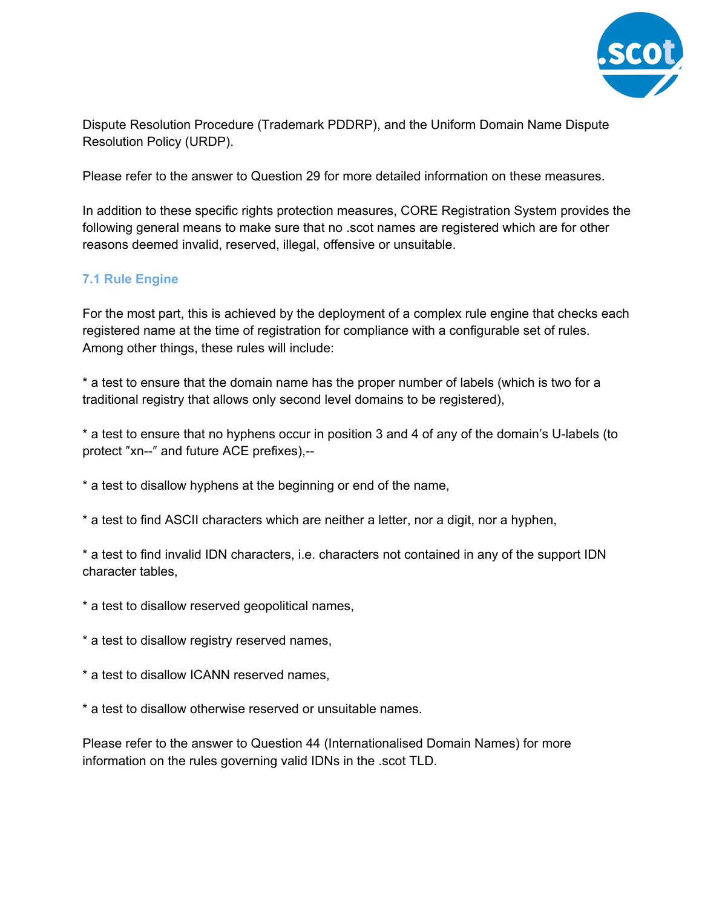Dispute Resolution Procedure (Trademark PDDRP), and the Uniform Domain Name Dispute Resolution Policy (URDP).

Please refer to the answer to Question 29 for more detailed information on these measures.

In addition to these specific rights protection measures, CORE Registration System provides the following general means to make sure that no .scot names are registered which are for other reasons deemed invalid, reserved, illegal, offensive or unsuitable.

### 7.1 Rule Engine

For the most part, this is achieved by the deployment of a complex rule engine that checks each registered name at the time of registration for compliance with a configurable set of rules. Among other things, these rules will include:

* a test to ensure that the domain name has the proper number of labels (which is two for a traditional registry that allows only second level domains to be registered),

* a test to ensure that no hyphens occur in position 3 and 4 of any of the domain′s U-labels (to protect ″xn--″ and future ACE prefixes),--

* a test to disallow hyphens at the beginning or end of the name,

* a test to find ASCII characters which are neither a letter, nor a digit, nor a hyphen,

* a test to find invalid IDN characters, i.e. characters not contained in any of the support IDN character tables,

* a test to disallow reserved geopolitical names,

* a test to disallow registry reserved names,

* a test to disallow ICANN reserved names,

* a test to disallow otherwise reserved or unsuitable names.

Please refer to the answer to Question 44 (Internationalised Domain Names) for more information on the rules governing valid IDNs in the .scot TLD.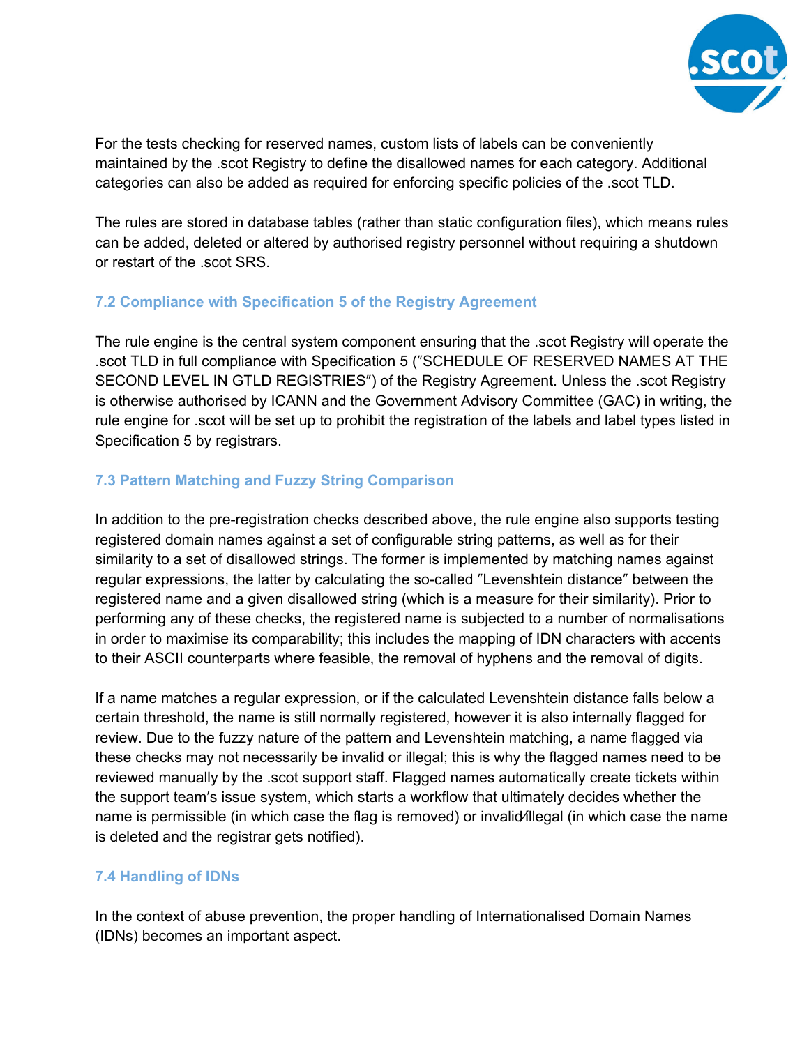For the tests checking for reserved names, custom lists of labels can be conveniently maintained by the .scot Registry to define the disallowed names for each category. Additional categories can also be added as required for enforcing specific policies of the .scot TLD.

The rules are stored in database tables (rather than static configuration files), which means rules can be added, deleted or altered by authorised registry personnel without requiring a shutdown or restart of the .scot SRS.

### 7.2 Compliance with Specification 5 of the Registry Agreement

The rule engine is the central system component ensuring that the .scot Registry will operate the .scot TLD in full compliance with Specification 5 ("SCHEDULE OF RESERVED NAMES AT THE SECOND LEVEL IN GTLD REGISTRIES") of the Registry Agreement. Unless the .scot Registry is otherwise authorised by ICANN and the Government Advisory Committee (GAC) in writing, the rule engine for .scot will be set up to prohibit the registration of the labels and label types listed in Specification 5 by registrars.

### 7.3 Pattern Matching and Fuzzy String Comparison

In addition to the pre-registration checks described above, the rule engine also supports testing registered domain names against a set of configurable string patterns, as well as for their similarity to a set of disallowed strings. The former is implemented by matching names against regular expressions, the latter by calculating the so-called "Levenshtein distance" between the registered name and a given disallowed string (which is a measure for their similarity). Prior to performing any of these checks, the registered name is subjected to a number of normalisations in order to maximise its comparability; this includes the mapping of IDN characters with accents to their ASCII counterparts where feasible, the removal of hyphens and the removal of digits.

If a name matches a regular expression, or if the calculated Levenshtein distance falls below a certain threshold, the name is still normally registered, however it is also internally flagged for review. Due to the fuzzy nature of the pattern and Levenshtein matching, a name flagged via these checks may not necessarily be invalid or illegal; this is why the flagged names need to be reviewed manually by the .scot support staff. Flagged names automatically create tickets within the support team's issue system, which starts a workflow that ultimately decides whether the name is permissible (in which case the flag is removed) or invalid/illegal (in which case the name is deleted and the registrar gets notified).

### 7.4 Handling of IDNs

In the context of abuse prevention, the proper handling of Internationalised Domain Names (IDNs) becomes an important aspect.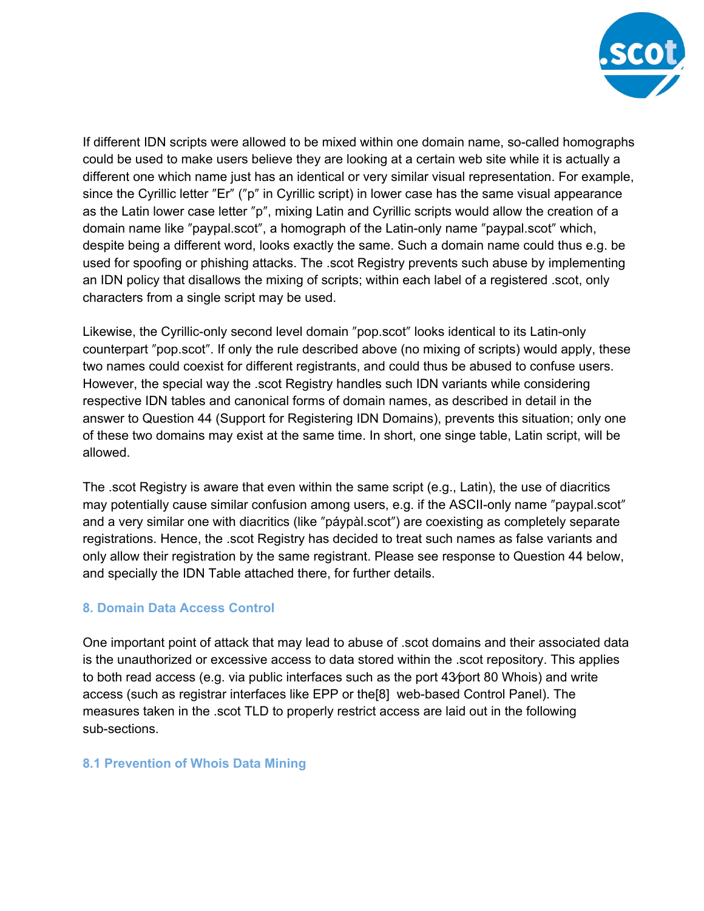If different IDN scripts were allowed to be mixed within one domain name, so-called homographs could be used to make users believe they are looking at a certain web site while it is actually a different one which name just has an identical or very similar visual representation. For example, since the Cyrillic letter ″Er″ (″р″ in Cyrillic script) in lower case has the same visual appearance as the Latin lower case letter ″p″, mixing Latin and Cyrillic scripts would allow the creation of a domain name like ″paypal.scot″, a homograph of the Latin-only name ″paypal.scot″ which, despite being a different word, looks exactly the same. Such a domain name could thus e.g. be used for spoofing or phishing attacks. The .scot Registry prevents such abuse by implementing an IDN policy that disallows the mixing of scripts; within each label of a registered .scot, only characters from a single script may be used.

Likewise, the Cyrillic-only second level domain ″pop.scot″ looks identical to its Latin-only counterpart ″pop.scot″. If only the rule described above (no mixing of scripts) would apply, these two names could coexist for different registrants, and could thus be abused to confuse users. However, the special way the .scot Registry handles such IDN variants while considering respective IDN tables and canonical forms of domain names, as described in detail in the answer to Question 44 (Support for Registering IDN Domains), prevents this situation; only one of these two domains may exist at the same time. In short, one singe table, Latin script, will be allowed.

The .scot Registry is aware that even within the same script (e.g., Latin), the use of diacritics may potentially cause similar confusion among users, e.g. if the ASCII-only name ″paypal.scot″ and a very similar one with diacritics (like ″páypàl.scot″) are coexisting as completely separate registrations. Hence, the .scot Registry has decided to treat such names as false variants and only allow their registration by the same registrant. Please see response to Question 44 below, and specially the IDN Table attached there, for further details.

### 8. Domain Data Access Control

One important point of attack that may lead to abuse of .scot domains and their associated data is the unauthorized or excessive access to data stored within the .scot repository. This applies to both read access (e.g. via public interfaces such as the port 43⁄port 80 Whois) and write access (such as registrar interfaces like EPP or the[8] web-based Control Panel). The measures taken in the .scot TLD to properly restrict access are laid out in the following sub-sections.

#### 8.1 Prevention of Whois Data Mining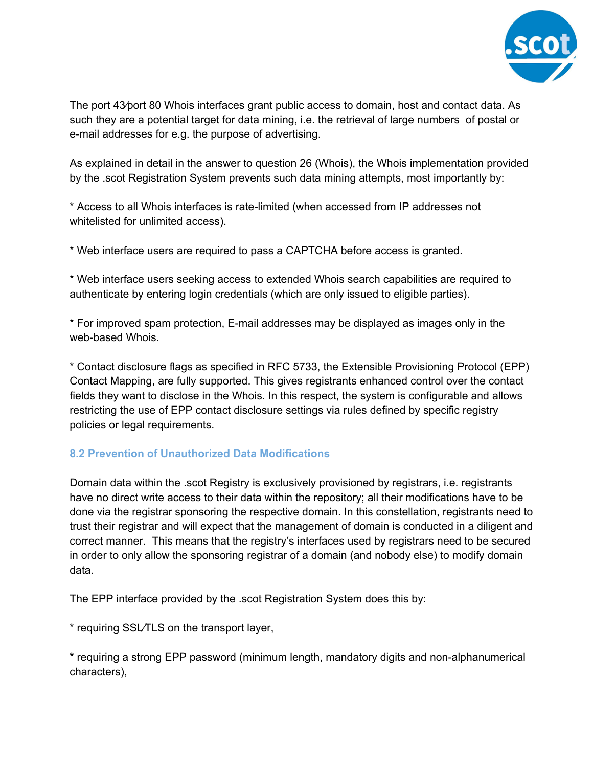The port 43/port 80 Whois interfaces grant public access to domain, host and contact data. As such they are a potential target for data mining, i.e. the retrieval of large numbers of postal or e-mail addresses for e.g. the purpose of advertising.

As explained in detail in the answer to question 26 (Whois), the Whois implementation provided by the .scot Registration System prevents such data mining attempts, most importantly by:

* Access to all Whois interfaces is rate-limited (when accessed from IP addresses not whitelisted for unlimited access).

* Web interface users are required to pass a CAPTCHA before access is granted.

* Web interface users seeking access to extended Whois search capabilities are required to authenticate by entering login credentials (which are only issued to eligible parties).

* For improved spam protection, E-mail addresses may be displayed as images only in the web-based Whois.

* Contact disclosure flags as specified in RFC 5733, the Extensible Provisioning Protocol (EPP) Contact Mapping, are fully supported. This gives registrants enhanced control over the contact fields they want to disclose in the Whois. In this respect, the system is configurable and allows restricting the use of EPP contact disclosure settings via rules defined by specific registry policies or legal requirements.

### 8.2 Prevention of Unauthorized Data Modifications

Domain data within the .scot Registry is exclusively provisioned by registrars, i.e. registrants have no direct write access to their data within the repository; all their modifications have to be done via the registrar sponsoring the respective domain. In this constellation, registrants need to trust their registrar and will expect that the management of domain is conducted in a diligent and correct manner. This means that the registry's interfaces used by registrars need to be secured in order to only allow the sponsoring registrar of a domain (and nobody else) to modify domain data.

The EPP interface provided by the .scot Registration System does this by:

* requiring SSL/TLS on the transport layer,

* requiring a strong EPP password (minimum length, mandatory digits and non-alphanumerical characters),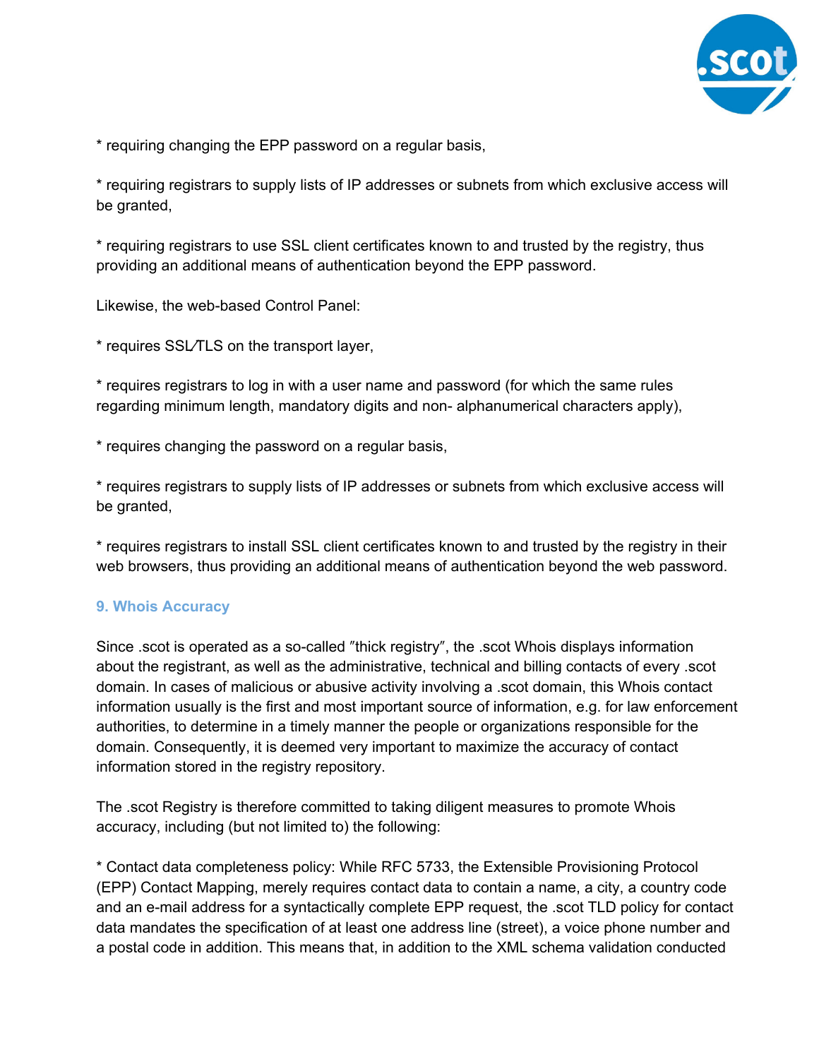* requiring changing the EPP password on a regular basis,

* requiring registrars to supply lists of IP addresses or subnets from which exclusive access will be granted,

* requiring registrars to use SSL client certificates known to and trusted by the registry, thus providing an additional means of authentication beyond the EPP password.

Likewise, the web-based Control Panel:

* requires SSL/TLS on the transport layer,

* requires registrars to log in with a user name and password (for which the same rules regarding minimum length, mandatory digits and non- alphanumerical characters apply),

* requires changing the password on a regular basis,

* requires registrars to supply lists of IP addresses or subnets from which exclusive access will be granted,

* requires registrars to install SSL client certificates known to and trusted by the registry in their web browsers, thus providing an additional means of authentication beyond the web password.

### 9. Whois Accuracy

Since .scot is operated as a so-called ″thick registry″, the .scot Whois displays information about the registrant, as well as the administrative, technical and billing contacts of every .scot domain. In cases of malicious or abusive activity involving a .scot domain, this Whois contact information usually is the first and most important source of information, e.g. for law enforcement authorities, to determine in a timely manner the people or organizations responsible for the domain. Consequently, it is deemed very important to maximize the accuracy of contact information stored in the registry repository.

The .scot Registry is therefore committed to taking diligent measures to promote Whois accuracy, including (but not limited to) the following:

* Contact data completeness policy: While RFC 5733, the Extensible Provisioning Protocol (EPP) Contact Mapping, merely requires contact data to contain a name, a city, a country code and an e-mail address for a syntactically complete EPP request, the .scot TLD policy for contact data mandates the specification of at least one address line (street), a voice phone number and a postal code in addition. This means that, in addition to the XML schema validation conducted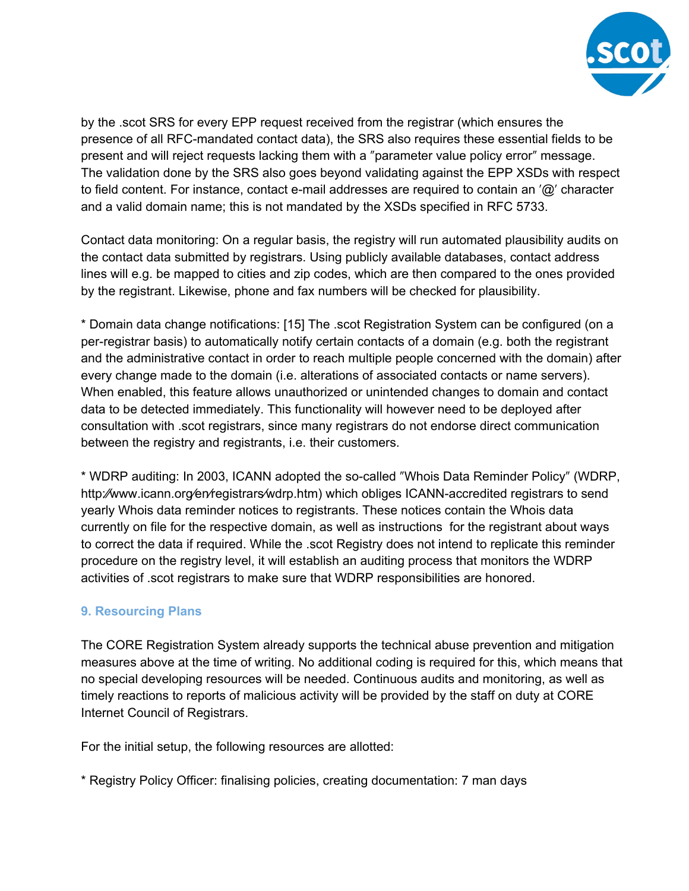by the .scot SRS for every EPP request received from the registrar (which ensures the presence of all RFC-mandated contact data), the SRS also requires these essential fields to be present and will reject requests lacking them with a ″parameter value policy error″ message. The validation done by the SRS also goes beyond validating against the EPP XSDs with respect to field content. For instance, contact e-mail addresses are required to contain an ′@′ character and a valid domain name; this is not mandated by the XSDs specified in RFC 5733.

Contact data monitoring: On a regular basis, the registry will run automated plausibility audits on the contact data submitted by registrars. Using publicly available databases, contact address lines will e.g. be mapped to cities and zip codes, which are then compared to the ones provided by the registrant. Likewise, phone and fax numbers will be checked for plausibility.

* Domain data change notifications: [15] The .scot Registration System can be configured (on a per-registrar basis) to automatically notify certain contacts of a domain (e.g. both the registrant and the administrative contact in order to reach multiple people concerned with the domain) after every change made to the domain (i.e. alterations of associated contacts or name servers). When enabled, this feature allows unauthorized or unintended changes to domain and contact data to be detected immediately. This functionality will however need to be deployed after consultation with .scot registrars, since many registrars do not endorse direct communication between the registry and registrants, i.e. their customers.

* WDRP auditing: In 2003, ICANN adopted the so-called ″Whois Data Reminder Policy″ (WDRP, http:⁄⁄www.icann.org⁄en⁄registrars⁄wdrp.htm) which obliges ICANN-accredited registrars to send yearly Whois data reminder notices to registrants. These notices contain the Whois data currently on file for the respective domain, as well as instructions for the registrant about ways to correct the data if required. While the .scot Registry does not intend to replicate this reminder procedure on the registry level, it will establish an auditing process that monitors the WDRP activities of .scot registrars to make sure that WDRP responsibilities are honored.

## 9. Resourcing Plans

The CORE Registration System already supports the technical abuse prevention and mitigation measures above at the time of writing. No additional coding is required for this, which means that no special developing resources will be needed. Continuous audits and monitoring, as well as timely reactions to reports of malicious activity will be provided by the staff on duty at CORE Internet Council of Registrars.

For the initial setup, the following resources are allotted:

* Registry Policy Officer: finalising policies, creating documentation: 7 man days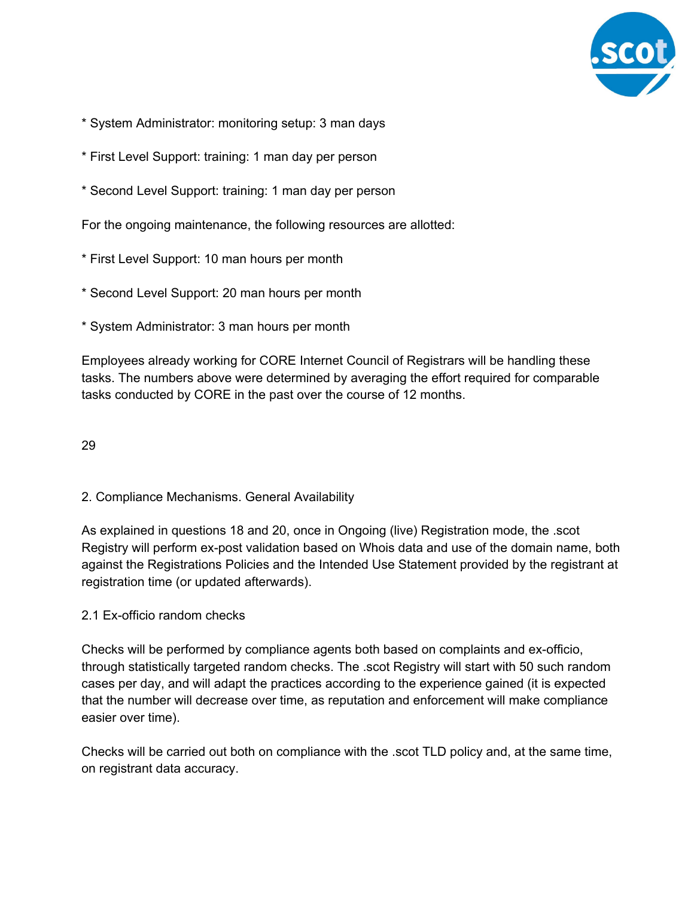* System Administrator: monitoring setup: 3 man days

* First Level Support: training: 1 man day per person

* Second Level Support: training: 1 man day per person

For the ongoing maintenance, the following resources are allotted:

* First Level Support: 10 man hours per month

* Second Level Support: 20 man hours per month

* System Administrator: 3 man hours per month

Employees already working for CORE Internet Council of Registrars will be handling these tasks. The numbers above were determined by averaging the effort required for comparable tasks conducted by CORE in the past over the course of 12 months.

29

2. Compliance Mechanisms. General Availability

As explained in questions 18 and 20, once in Ongoing (live) Registration mode, the .scot Registry will perform ex-post validation based on Whois data and use of the domain name, both against the Registrations Policies and the Intended Use Statement provided by the registrant at registration time (or updated afterwards).

2.1 Ex-officio random checks

Checks will be performed by compliance agents both based on complaints and ex-officio, through statistically targeted random checks. The .scot Registry will start with 50 such random cases per day, and will adapt the practices according to the experience gained (it is expected that the number will decrease over time, as reputation and enforcement will make compliance easier over time).

Checks will be carried out both on compliance with the .scot TLD policy and, at the same time, on registrant data accuracy.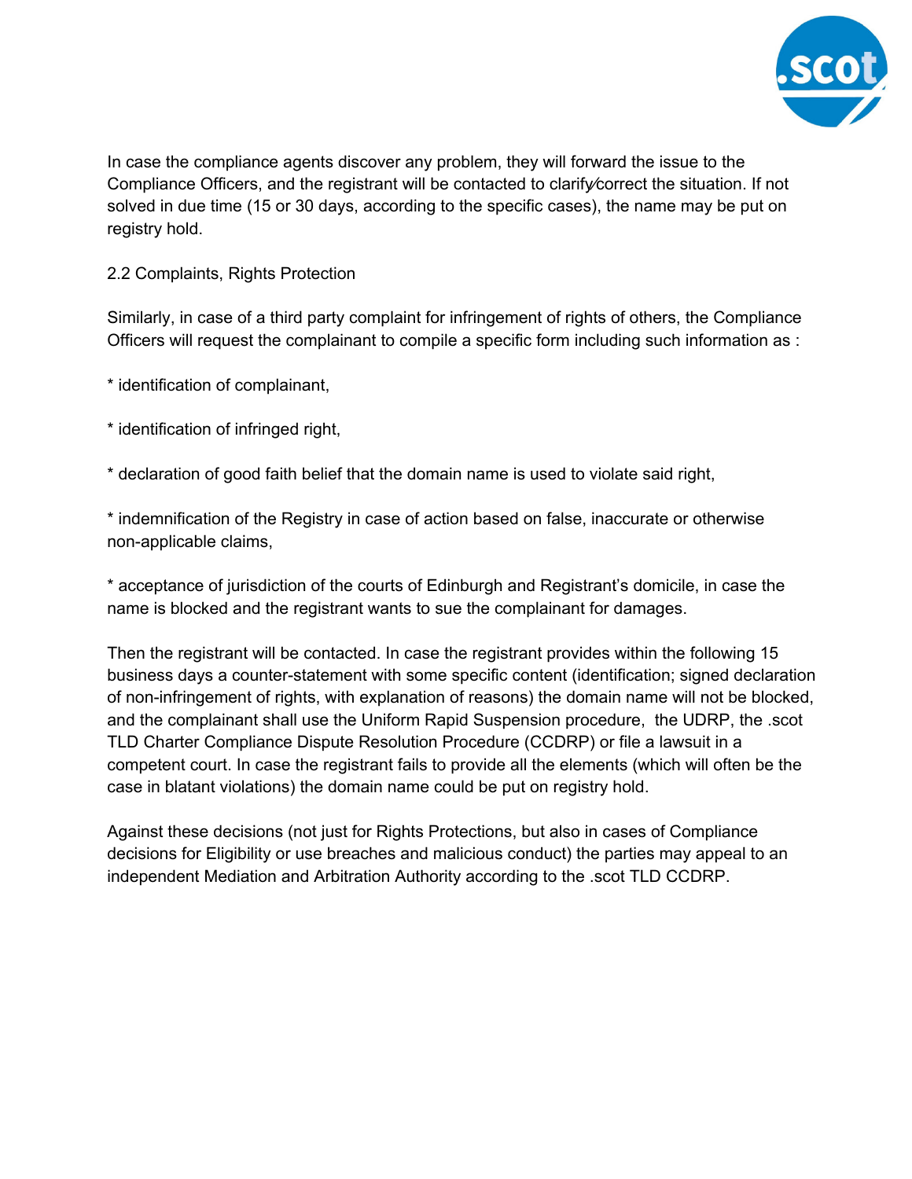In case the compliance agents discover any problem, they will forward the issue to the Compliance Officers, and the registrant will be contacted to clarify⁄correct the situation. If not solved in due time (15 or 30 days, according to the specific cases), the name may be put on registry hold.

2.2 Complaints, Rights Protection

Similarly, in case of a third party complaint for infringement of rights of others, the Compliance Officers will request the complainant to compile a specific form including such information as :

* identification of complainant,

* identification of infringed right,

* declaration of good faith belief that the domain name is used to violate said right,

* indemnification of the Registry in case of action based on false, inaccurate or otherwise non-applicable claims,

* acceptance of jurisdiction of the courts of Edinburgh and Registrant's domicile, in case the name is blocked and the registrant wants to sue the complainant for damages.

Then the registrant will be contacted. In case the registrant provides within the following 15 business days a counter-statement with some specific content (identification; signed declaration of non-infringement of rights, with explanation of reasons) the domain name will not be blocked, and the complainant shall use the Uniform Rapid Suspension procedure, the UDRP, the .scot TLD Charter Compliance Dispute Resolution Procedure (CCDRP) or file a lawsuit in a competent court. In case the registrant fails to provide all the elements (which will often be the case in blatant violations) the domain name could be put on registry hold.

Against these decisions (not just for Rights Protections, but also in cases of Compliance decisions for Eligibility or use breaches and malicious conduct) the parties may appeal to an independent Mediation and Arbitration Authority according to the .scot TLD CCDRP.